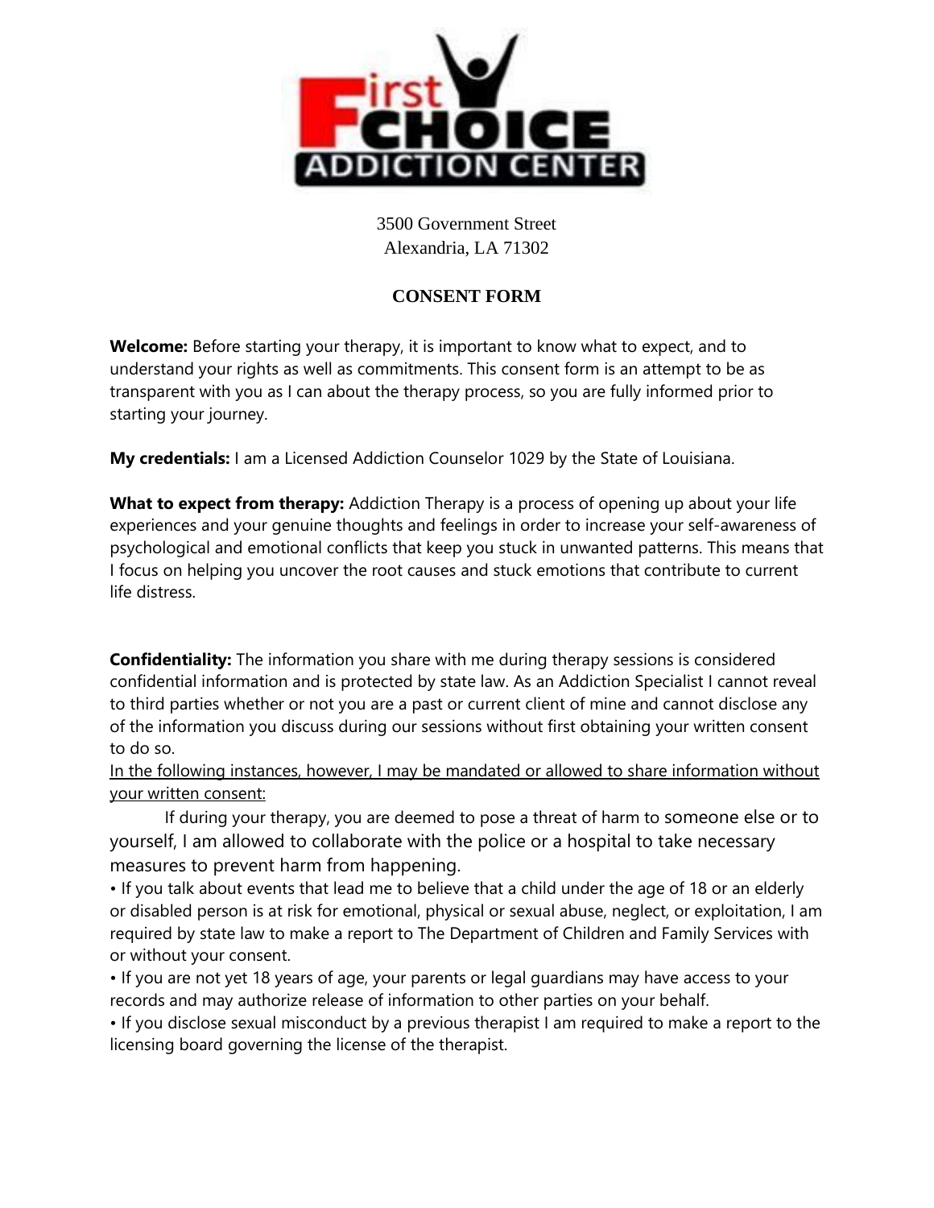3500 Government Street
Alexandria, LA 71302

# CONSENT FORM

**Welcome:** Before starting your therapy, it is important to know what to expect, and to understand your rights as well as commitments. This consent form is an attempt to be as transparent with you as I can about the therapy process, so you are fully informed prior to starting your journey.

**My credentials:** I am a Licensed Addiction Counselor 1029 by the State of Louisiana.

**What to expect from therapy:** Addiction Therapy is a process of opening up about your life experiences and your genuine thoughts and feelings in order to increase your self-awareness of psychological and emotional conflicts that keep you stuck in unwanted patterns. This means that I focus on helping you uncover the root causes and stuck emotions that contribute to current life distress.

**Confidentiality:** The information you share with me during therapy sessions is considered confidential information and is protected by state law. As an Addiction Specialist I cannot reveal to third parties whether or not you are a past or current client of mine and cannot disclose any of the information you discuss during our sessions without first obtaining your written consent to do so.

In the following instances, however, I may be mandated or allowed to share information without your written consent:

If during your therapy, you are deemed to pose a threat of harm to someone else or to yourself, I am allowed to collaborate with the police or a hospital to take necessary measures to prevent harm from happening.

- If you talk about events that lead me to believe that a child under the age of 18 or an elderly or disabled person is at risk for emotional, physical or sexual abuse, neglect, or exploitation, I am required by state law to make a report to The Department of Children and Family Services with or without your consent.
- If you are not yet 18 years of age, your parents or legal guardians may have access to your records and may authorize release of information to other parties on your behalf.
- If you disclose sexual misconduct by a previous therapist I am required to make a report to the licensing board governing the license of the therapist.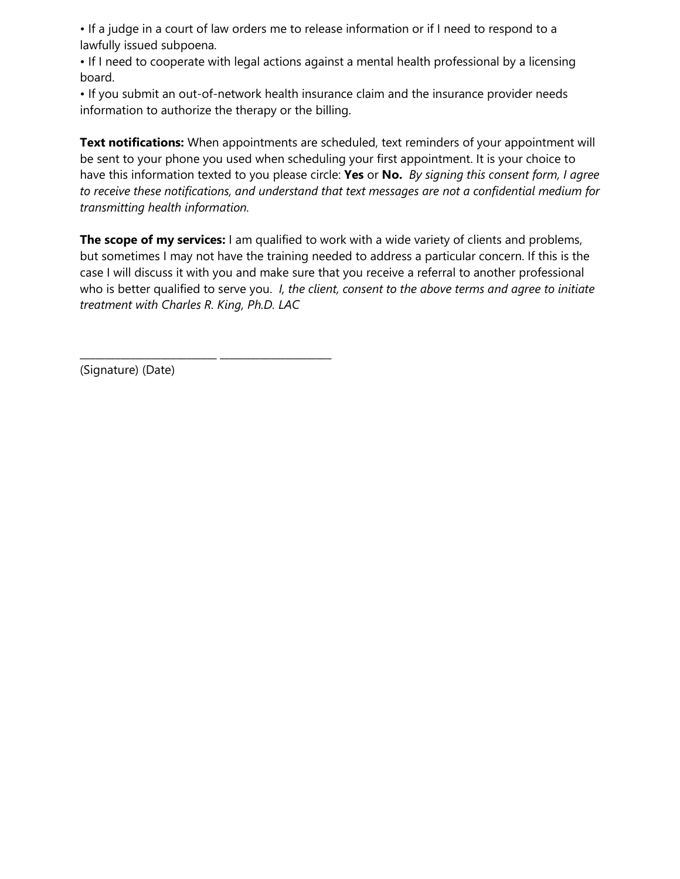- If a judge in a court of law orders me to release information or if I need to respond to a lawfully issued subpoena.
- If I need to cooperate with legal actions against a mental health professional by a licensing board.
- If you submit an out-of-network health insurance claim and the insurance provider needs information to authorize the therapy or the billing.

**Text notifications:** When appointments are scheduled, text reminders of your appointment will be sent to your phone you used when scheduling your first appointment. It is your choice to have this information texted to you please circle: **Yes** or **No.** *By signing this consent form, I agree to receive these notifications, and understand that text messages are not a confidential medium for transmitting health information.*

**The scope of my services:** I am qualified to work with a wide variety of clients and problems, but sometimes I may not have the training needed to address a particular concern. If this is the case I will discuss it with you and make sure that you receive a referral to another professional who is better qualified to serve you. *I, the client, consent to the above terms and agree to initiate treatment with Charles R. King, Ph.D. LAC*

_________________________ ____________________

(Signature) (Date)